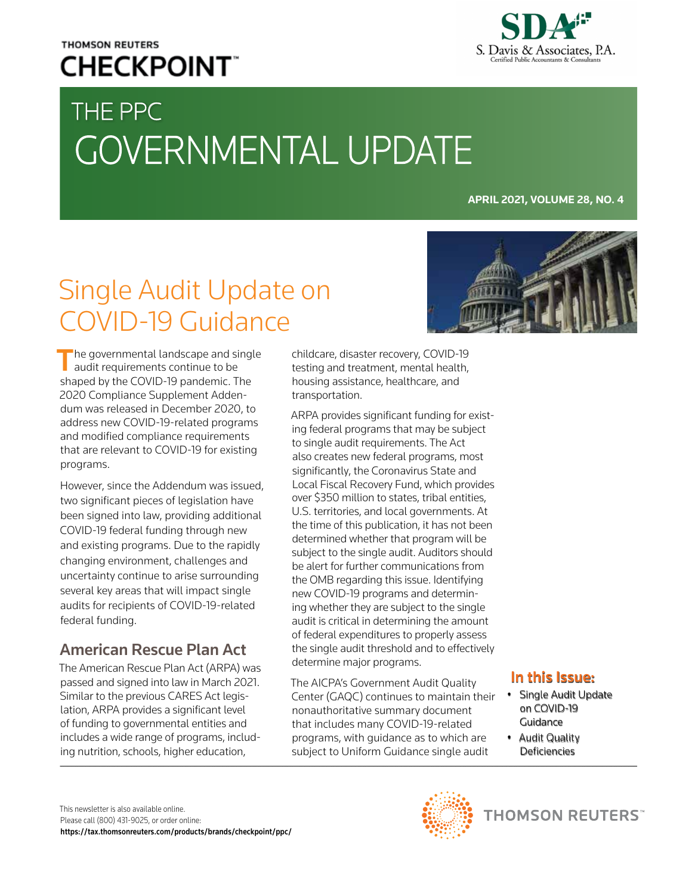THOMSON REUTERS **CHECKPOINT**™

S. Davis & Associates, P.A.
Certified Public Accountants & Consultants

# THE PPC GOVERNMENTAL UPDATE

**APRIL 2021, VOLUME 28, NO. 4**

## Single Audit Update on COVID-19 Guidance

The governmental landscape and single audit requirements continue to be shaped by the COVID-19 pandemic. The 2020 Compliance Supplement Addendum was released in December 2020, to address new COVID-19-related programs and modified compliance requirements that are relevant to COVID-19 for existing programs.

However, since the Addendum was issued, two significant pieces of legislation have been signed into law, providing additional COVID-19 federal funding through new and existing programs. Due to the rapidly changing environment, challenges and uncertainty continue to arise surrounding several key areas that will impact single audits for recipients of COVID-19-related federal funding.

### American Rescue Plan Act

The American Rescue Plan Act (ARPA) was passed and signed into law in March 2021. Similar to the previous CARES Act legislation, ARPA provides a significant level of funding to governmental entities and includes a wide range of programs, including nutrition, schools, higher education, childcare, disaster recovery, COVID-19 testing and treatment, mental health, housing assistance, healthcare, and transportation.

ARPA provides significant funding for existing federal programs that may be subject to single audit requirements. The Act also creates new federal programs, most significantly, the Coronavirus State and Local Fiscal Recovery Fund, which provides over $350 million to states, tribal entities, U.S. territories, and local governments. At the time of this publication, it has not been determined whether that program will be subject to the single audit. Auditors should be alert for further communications from the OMB regarding this issue. Identifying new COVID-19 programs and determining whether they are subject to the single audit is critical in determining the amount of federal expenditures to properly assess the single audit threshold and to effectively determine major programs.

The AICPA's Government Audit Quality Center (GAQC) continues to maintain their nonauthoritative summary document that includes many COVID-19-related programs, with guidance as to which are subject to Uniform Guidance single audit

**In this Issue:**

- Single Audit Update on COVID-19 Guidance
- Audit Quality Deficiencies

This newsletter is also available online.
Please call (800) 431-9025, or order online:
**https://tax.thomsonreuters.com/products/brands/checkpoint/ppc/**

THOMSON REUTERS™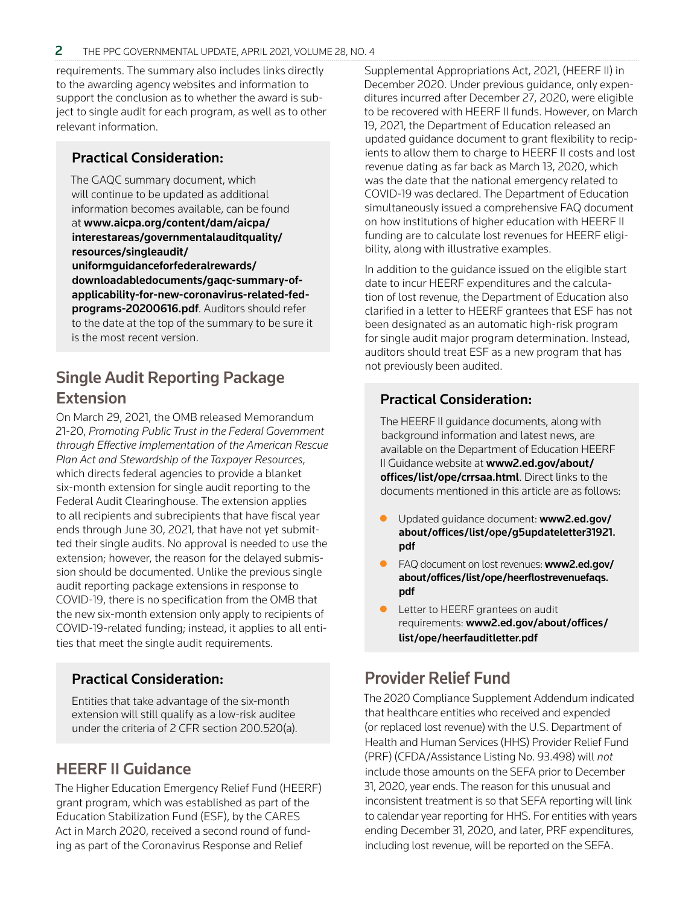requirements. The summary also includes links directly to the awarding agency websites and information to support the conclusion as to whether the award is subject to single audit for each program, as well as to other relevant information.

### Practical Consideration:

The GAQC summary document, which will continue to be updated as additional information becomes available, can be found at **www.aicpa.org/content/dam/aicpa/interestareas/governmentalauditquality/resources/singleaudit/uniformguidanceforfederalrewards/downloadabledocuments/gaqc-summary-of-applicability-for-new-coronavirus-related-fed-programs-20200616.pdf**. Auditors should refer to the date at the top of the summary to be sure it is the most recent version.

## Single Audit Reporting Package Extension

On March 29, 2021, the OMB released Memorandum 21-20, *Promoting Public Trust in the Federal Government through Effective Implementation of the American Rescue Plan Act and Stewardship of the Taxpayer Resources*, which directs federal agencies to provide a blanket six-month extension for single audit reporting to the Federal Audit Clearinghouse. The extension applies to all recipients and subrecipients that have fiscal year ends through June 30, 2021, that have not yet submitted their single audits. No approval is needed to use the extension; however, the reason for the delayed submission should be documented. Unlike the previous single audit reporting package extensions in response to COVID-19, there is no specification from the OMB that the new six-month extension only apply to recipients of COVID-19-related funding; instead, it applies to all entities that meet the single audit requirements.

### Practical Consideration:

Entities that take advantage of the six-month extension will still qualify as a low-risk auditee under the criteria of 2 CFR section 200.520(a).

## HEERF II Guidance

The Higher Education Emergency Relief Fund (HEERF) grant program, which was established as part of the Education Stabilization Fund (ESF), by the CARES Act in March 2020, received a second round of funding as part of the Coronavirus Response and Relief Supplemental Appropriations Act, 2021, (HEERF II) in December 2020. Under previous guidance, only expenditures incurred after December 27, 2020, were eligible to be recovered with HEERF II funds. However, on March 19, 2021, the Department of Education released an updated guidance document to grant flexibility to recipients to allow them to charge to HEERF II costs and lost revenue dating as far back as March 13, 2020, which was the date that the national emergency related to COVID-19 was declared. The Department of Education simultaneously issued a comprehensive FAQ document on how institutions of higher education with HEERF II funding are to calculate lost revenues for HEERF eligibility, along with illustrative examples.

In addition to the guidance issued on the eligible start date to incur HEERF expenditures and the calculation of lost revenue, the Department of Education also clarified in a letter to HEERF grantees that ESF has not been designated as an automatic high-risk program for single audit major program determination. Instead, auditors should treat ESF as a new program that has not previously been audited.

### Practical Consideration:

The HEERF II guidance documents, along with background information and latest news, are available on the Department of Education HEERF II Guidance website at **www2.ed.gov/about/offices/list/ope/crrsaa.html**. Direct links to the documents mentioned in this article are as follows:

- Updated guidance document: **www2.ed.gov/about/offices/list/ope/g5updateletter31921.pdf**
- FAQ document on lost revenues: **www2.ed.gov/about/offices/list/ope/heerflostrevenuefaqs.pdf**
- Letter to HEERF grantees on audit requirements: **www2.ed.gov/about/offices/list/ope/heerfauditletter.pdf**

## Provider Relief Fund

The 2020 Compliance Supplement Addendum indicated that healthcare entities who received and expended (or replaced lost revenue) with the U.S. Department of Health and Human Services (HHS) Provider Relief Fund (PRF) (CFDA/Assistance Listing No. 93.498) will *not* include those amounts on the SEFA prior to December 31, 2020, year ends. The reason for this unusual and inconsistent treatment is so that SEFA reporting will link to calendar year reporting for HHS. For entities with years ending December 31, 2020, and later, PRF expenditures, including lost revenue, will be reported on the SEFA.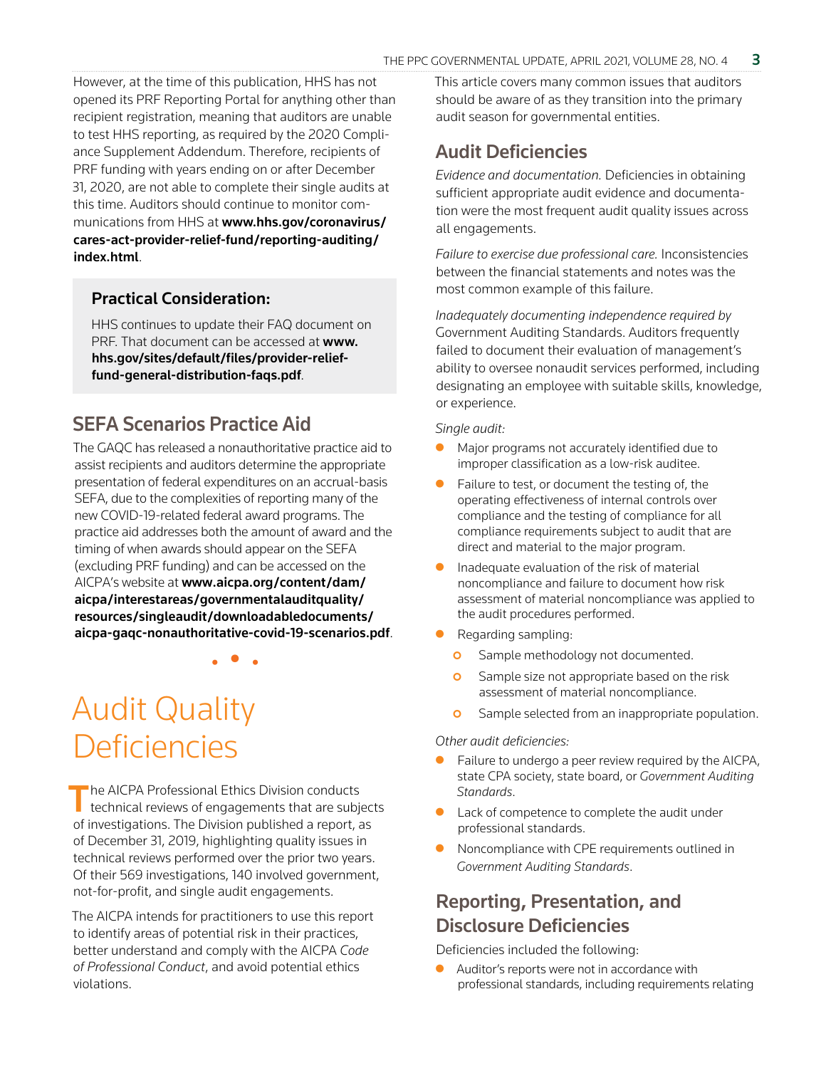However, at the time of this publication, HHS has not opened its PRF Reporting Portal for anything other than recipient registration, meaning that auditors are unable to test HHS reporting, as required by the 2020 Compliance Supplement Addendum. Therefore, recipients of PRF funding with years ending on or after December 31, 2020, are not able to complete their single audits at this time. Auditors should continue to monitor communications from HHS at **www.hhs.gov/coronavirus/cares-act-provider-relief-fund/reporting-auditing/index.html**.

> **Practical Consideration:**
>
> HHS continues to update their FAQ document on PRF. That document can be accessed at **www.hhs.gov/sites/default/files/provider-relief-fund-general-distribution-faqs.pdf**.

## SEFA Scenarios Practice Aid

The GAQC has released a nonauthoritative practice aid to assist recipients and auditors determine the appropriate presentation of federal expenditures on an accrual-basis SEFA, due to the complexities of reporting many of the new COVID-19-related federal award programs. The practice aid addresses both the amount of award and the timing of when awards should appear on the SEFA (excluding PRF funding) and can be accessed on the AICPA's website at **www.aicpa.org/content/dam/aicpa/interestareas/governmentalauditquality/resources/singleaudit/downloadabledocuments/aicpa-gaqc-nonauthoritative-covid-19-scenarios.pdf**.

# Audit Quality Deficiencies

The AICPA Professional Ethics Division conducts technical reviews of engagements that are subjects of investigations. The Division published a report, as of December 31, 2019, highlighting quality issues in technical reviews performed over the prior two years. Of their 569 investigations, 140 involved government, not-for-profit, and single audit engagements.

The AICPA intends for practitioners to use this report to identify areas of potential risk in their practices, better understand and comply with the AICPA *Code of Professional Conduct*, and avoid potential ethics violations.

This article covers many common issues that auditors should be aware of as they transition into the primary audit season for governmental entities.

## Audit Deficiencies

*Evidence and documentation.* Deficiencies in obtaining sufficient appropriate audit evidence and documentation were the most frequent audit quality issues across all engagements.

*Failure to exercise due professional care.* Inconsistencies between the financial statements and notes was the most common example of this failure.

*Inadequately documenting independence required by* Government Auditing Standards. Auditors frequently failed to document their evaluation of management's ability to oversee nonaudit services performed, including designating an employee with suitable skills, knowledge, or experience.

*Single audit:*

- Major programs not accurately identified due to improper classification as a low-risk auditee.
- Failure to test, or document the testing of, the operating effectiveness of internal controls over compliance and the testing of compliance for all compliance requirements subject to audit that are direct and material to the major program.
- Inadequate evaluation of the risk of material noncompliance and failure to document how risk assessment of material noncompliance was applied to the audit procedures performed.
- Regarding sampling:
  - Sample methodology not documented.
  - Sample size not appropriate based on the risk assessment of material noncompliance.
  - Sample selected from an inappropriate population.

*Other audit deficiencies:*

- Failure to undergo a peer review required by the AICPA, state CPA society, state board, or *Government Auditing Standards*.
- Lack of competence to complete the audit under professional standards.
- Noncompliance with CPE requirements outlined in *Government Auditing Standards*.

## Reporting, Presentation, and Disclosure Deficiencies

Deficiencies included the following:

- Auditor's reports were not in accordance with professional standards, including requirements relating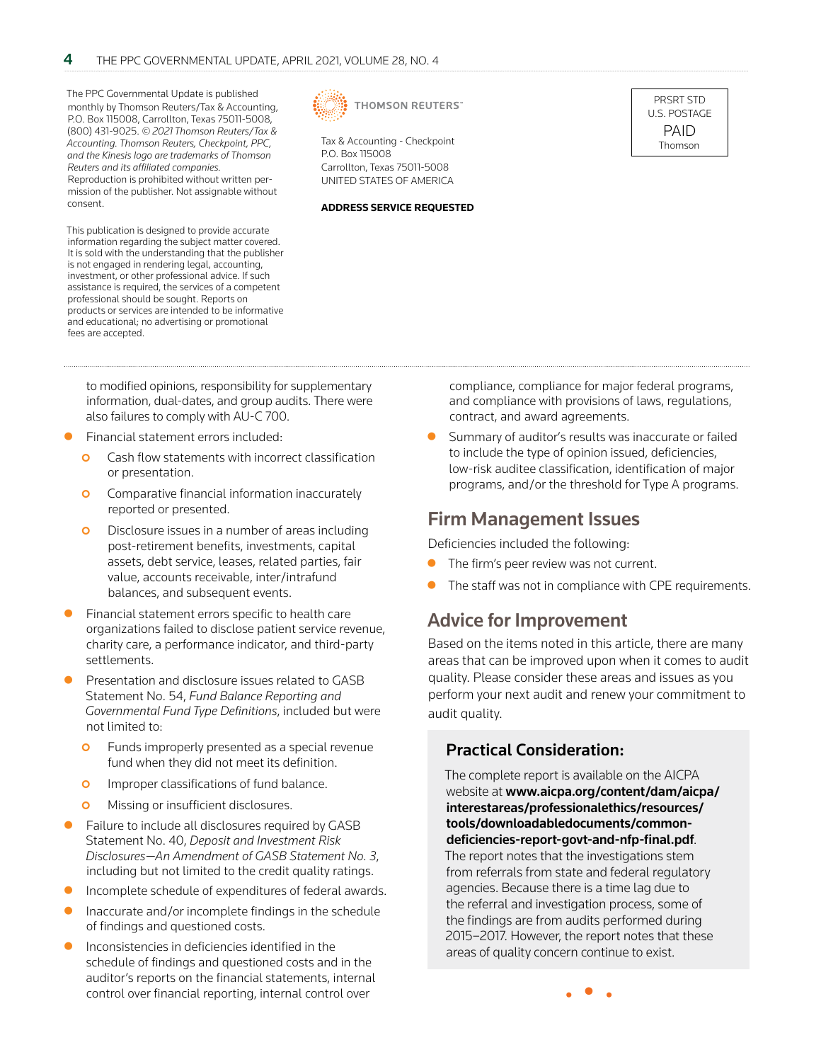The PPC Governmental Update is published monthly by Thomson Reuters/Tax & Accounting, P.O. Box 115008, Carrollton, Texas 75011-5008, (800) 431-9025. *© 2021 Thomson Reuters/Tax & Accounting. Thomson Reuters, Checkpoint, PPC, and the Kinesis logo are trademarks of Thomson Reuters and its affiliated companies.* Reproduction is prohibited without written permission of the publisher. Not assignable without consent.

This publication is designed to provide accurate information regarding the subject matter covered. It is sold with the understanding that the publisher is not engaged in rendering legal, accounting, investment, or other professional advice. If such assistance is required, the services of a competent professional should be sought. Reports on products or services are intended to be informative and educational; no advertising or promotional fees are accepted.

THOMSON REUTERS™

Tax & Accounting - Checkpoint
P.O. Box 115008
Carrollton, Texas 75011-5008
UNITED STATES OF AMERICA

**ADDRESS SERVICE REQUESTED**

PRSRT STD
U.S. POSTAGE
PAID
Thomson

to modified opinions, responsibility for supplementary information, dual-dates, and group audits. There were also failures to comply with AU-C 700.

- Financial statement errors included:
  - Cash flow statements with incorrect classification or presentation.
  - Comparative financial information inaccurately reported or presented.
  - Disclosure issues in a number of areas including post-retirement benefits, investments, capital assets, debt service, leases, related parties, fair value, accounts receivable, inter/intrafund balances, and subsequent events.
- Financial statement errors specific to health care organizations failed to disclose patient service revenue, charity care, a performance indicator, and third-party settlements.
- Presentation and disclosure issues related to GASB Statement No. 54, *Fund Balance Reporting and Governmental Fund Type Definitions*, included but were not limited to:
  - Funds improperly presented as a special revenue fund when they did not meet its definition.
  - Improper classifications of fund balance.
  - Missing or insufficient disclosures.
- Failure to include all disclosures required by GASB Statement No. 40, *Deposit and Investment Risk Disclosures—An Amendment of GASB Statement No. 3*, including but not limited to the credit quality ratings.
- Incomplete schedule of expenditures of federal awards.
- Inaccurate and/or incomplete findings in the schedule of findings and questioned costs.
- Inconsistencies in deficiencies identified in the schedule of findings and questioned costs and in the auditor's reports on the financial statements, internal control over financial reporting, internal control over compliance, compliance for major federal programs, and compliance with provisions of laws, regulations, contract, and award agreements.
- Summary of auditor's results was inaccurate or failed to include the type of opinion issued, deficiencies, low-risk auditee classification, identification of major programs, and/or the threshold for Type A programs.

## Firm Management Issues

Deficiencies included the following:

- The firm's peer review was not current.
- The staff was not in compliance with CPE requirements.

## Advice for Improvement

Based on the items noted in this article, there are many areas that can be improved upon when it comes to audit quality. Please consider these areas and issues as you perform your next audit and renew your commitment to audit quality.

### Practical Consideration:

The complete report is available on the AICPA website at **www.aicpa.org/content/dam/aicpa/interestareas/professionalethics/resources/tools/downloadabledocuments/common-deficiencies-report-govt-and-nfp-final.pdf**. The report notes that the investigations stem from referrals from state and federal regulatory agencies. Because there is a time lag due to the referral and investigation process, some of the findings are from audits performed during 2015–2017. However, the report notes that these areas of quality concern continue to exist.